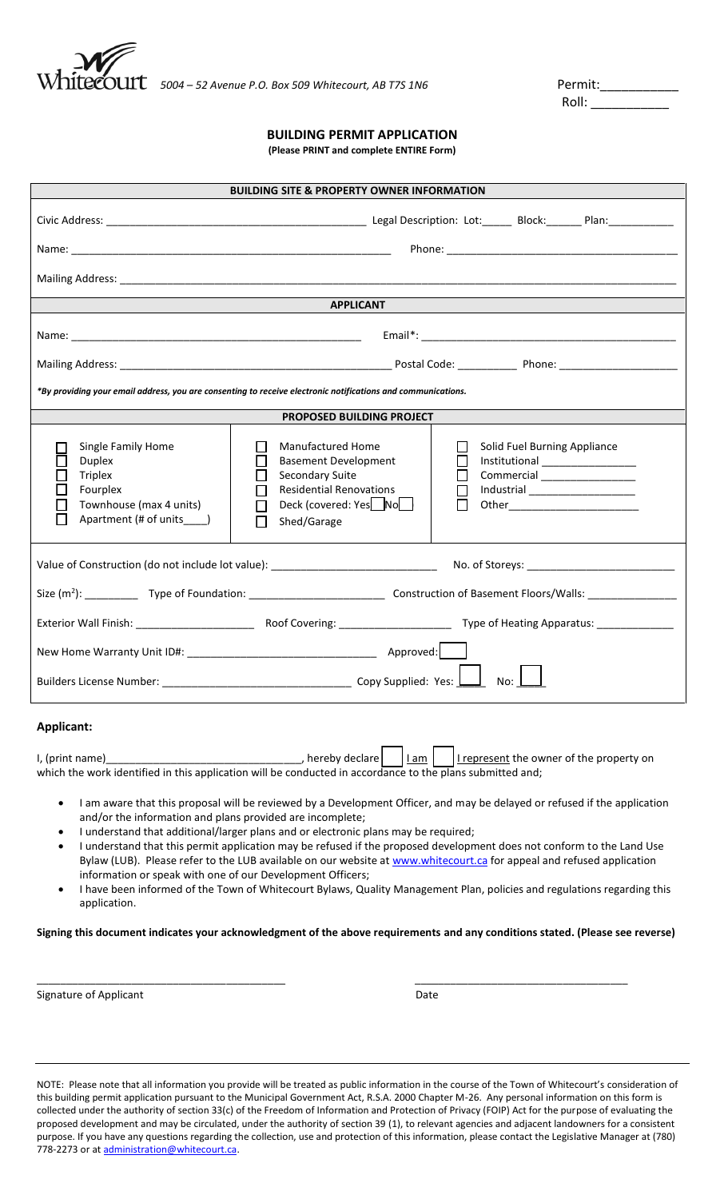Whitecourt *5004 – 52 Avenue P.O. Box 509 Whitecourt, AB T7S 1N6*

Permit:___________
Roll: ___________

## BUILDING PERMIT APPLICATION

**(Please PRINT and complete ENTIRE Form)**

### BUILDING SITE & PROPERTY OWNER INFORMATION

Civic Address: ___________________________________________ Legal Description: Lot:_____ Block:______ Plan:___________

Name: ________________________________________________________ Phone: ______________________________________

Mailing Address: ________________________________________________________________________________________________

### APPLICANT

Name: ________________________________________________ Email*: ___________________________________________

Mailing Address: _____________________________________________ Postal Code: __________ Phone: ___________________

*\*By providing your email address, you are consenting to receive electronic notifications and communications.*

### PROPOSED BUILDING PROJECT

| | | |
|---|---|---|
| ☐ Single Family Home | ☐ Manufactured Home | ☐ Solid Fuel Burning Appliance |
| ☐ Duplex | ☐ Basement Development | ☐ Institutional ________________ |
| ☐ Triplex | ☐ Secondary Suite | ☐ Commercial ________________ |
| ☐ Fourplex | ☐ Residential Renovations | ☐ Industrial __________________ |
| ☐ Townhouse (max 4 units) | ☐ Deck (covered: Yes☐ No☐) | ☐ Other______________________ |
| ☐ Apartment (# of units____) | ☐ Shed/Garage | |

Value of Construction (do not include lot value): ___________________________ No. of Storeys: ________________________

Size ($m^2$): _________ Type of Foundation: ______________________ Construction of Basement Floors/Walls: _______________

Exterior Wall Finish: ____________________ Roof Covering: ___________________ Type of Heating Apparatus: _____________

New Home Warranty Unit ID#: _______________________________ Approved: ☐

Builders License Number: _______________________________ Copy Supplied: Yes: ☐ No: ☐

### Applicant:

I, (print name)________________________________, hereby declare ☐ I am ☐ I represent the owner of the property on which the work identified in this application will be conducted in accordance to the plans submitted and;

- I am aware that this proposal will be reviewed by a Development Officer, and may be delayed or refused if the application and/or the information and plans provided are incomplete;
- I understand that additional/larger plans and or electronic plans may be required;
- I understand that this permit application may be refused if the proposed development does not conform to the Land Use Bylaw (LUB). Please refer to the LUB available on our website at www.whitecourt.ca for appeal and refused application information or speak with one of our Development Officers;
- I have been informed of the Town of Whitecourt Bylaws, Quality Management Plan, policies and regulations regarding this application.

**Signing this document indicates your acknowledgment of the above requirements and any conditions stated. (Please see reverse)**

_________________________________________ ___________________________________

Signature of Applicant Date

NOTE: Please note that all information you provide will be treated as public information in the course of the Town of Whitecourt's consideration of this building permit application pursuant to the Municipal Government Act, R.S.A. 2000 Chapter M-26. Any personal information on this form is collected under the authority of section 33(c) of the Freedom of Information and Protection of Privacy (FOIP) Act for the purpose of evaluating the proposed development and may be circulated, under the authority of section 39 (1), to relevant agencies and adjacent landowners for a consistent purpose. If you have any questions regarding the collection, use and protection of this information, please contact the Legislative Manager at (780) 778-2273 or at administration@whitecourt.ca.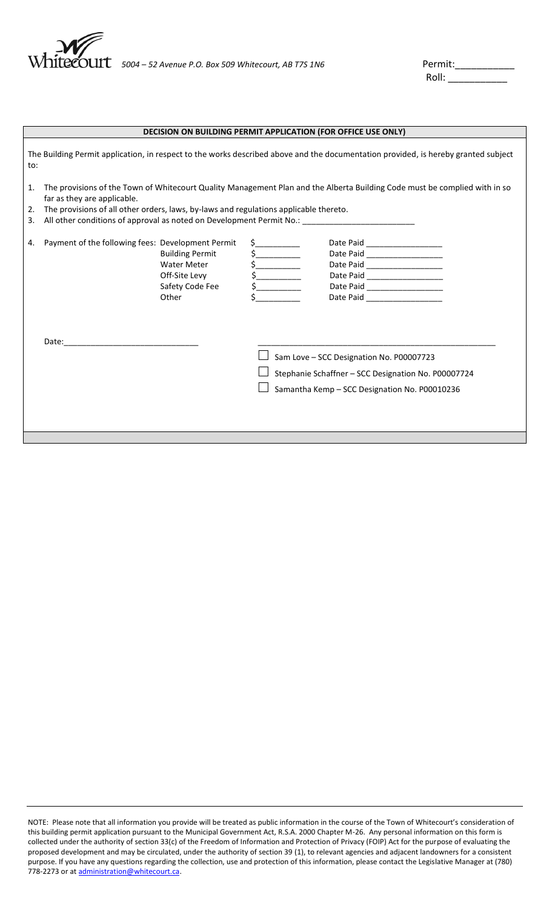Whitecourt *5004 – 52 Avenue P.O. Box 509 Whitecourt, AB T7S 1N6*

Permit:\_\_\_\_\_\_\_\_\_\_
Roll: \_\_\_\_\_\_\_\_\_\_

## DECISION ON BUILDING PERMIT APPLICATION (FOR OFFICE USE ONLY)

The Building Permit application, in respect to the works described above and the documentation provided, is hereby granted subject to:

1. The provisions of the Town of Whitecourt Quality Management Plan and the Alberta Building Code must be complied with in so far as they are applicable.
2. The provisions of all other orders, laws, by-laws and regulations applicable thereto.
3. All other conditions of approval as noted on Development Permit No.: \_\_\_\_\_\_\_\_\_\_\_\_\_\_\_\_\_\_\_\_\_\_\_\_
4. Payment of the following fees:

| | | |
|---|---|---|
| Development Permit | $\_\_\_\_\_\_\_\_\_\_ | Date Paid \_\_\_\_\_\_\_\_\_\_\_\_\_\_\_\_ |
| Building Permit | $\_\_\_\_\_\_\_\_\_\_ | Date Paid \_\_\_\_\_\_\_\_\_\_\_\_\_\_\_\_ |
| Water Meter | $\_\_\_\_\_\_\_\_\_\_ | Date Paid \_\_\_\_\_\_\_\_\_\_\_\_\_\_\_\_ |
| Off-Site Levy | $\_\_\_\_\_\_\_\_\_\_ | Date Paid \_\_\_\_\_\_\_\_\_\_\_\_\_\_\_\_ |
| Safety Code Fee | $\_\_\_\_\_\_\_\_\_\_ | Date Paid \_\_\_\_\_\_\_\_\_\_\_\_\_\_\_\_ |
| Other | $\_\_\_\_\_\_\_\_\_\_ | Date Paid \_\_\_\_\_\_\_\_\_\_\_\_\_\_\_\_ |

Date:\_\_\_\_\_\_\_\_\_\_\_\_\_\_\_\_\_\_\_\_\_\_\_\_\_\_\_\_\_\_

\_\_\_\_\_\_\_\_\_\_\_\_\_\_\_\_\_\_\_\_\_\_\_\_\_\_\_\_\_\_\_\_\_\_\_\_\_\_\_\_\_\_\_\_\_\_\_\_

- ☐ Sam Love – SCC Designation No. P00007723
- ☐ Stephanie Schaffner – SCC Designation No. P00007724
- ☐ Samantha Kemp – SCC Designation No. P00010236

---

NOTE: Please note that all information you provide will be treated as public information in the course of the Town of Whitecourt's consideration of this building permit application pursuant to the Municipal Government Act, R.S.A. 2000 Chapter M-26. Any personal information on this form is collected under the authority of section 33(c) of the Freedom of Information and Protection of Privacy (FOIP) Act for the purpose of evaluating the proposed development and may be circulated, under the authority of section 39 (1), to relevant agencies and adjacent landowners for a consistent purpose. If you have any questions regarding the collection, use and protection of this information, please contact the Legislative Manager at (780) 778-2273 or at administration@whitecourt.ca.